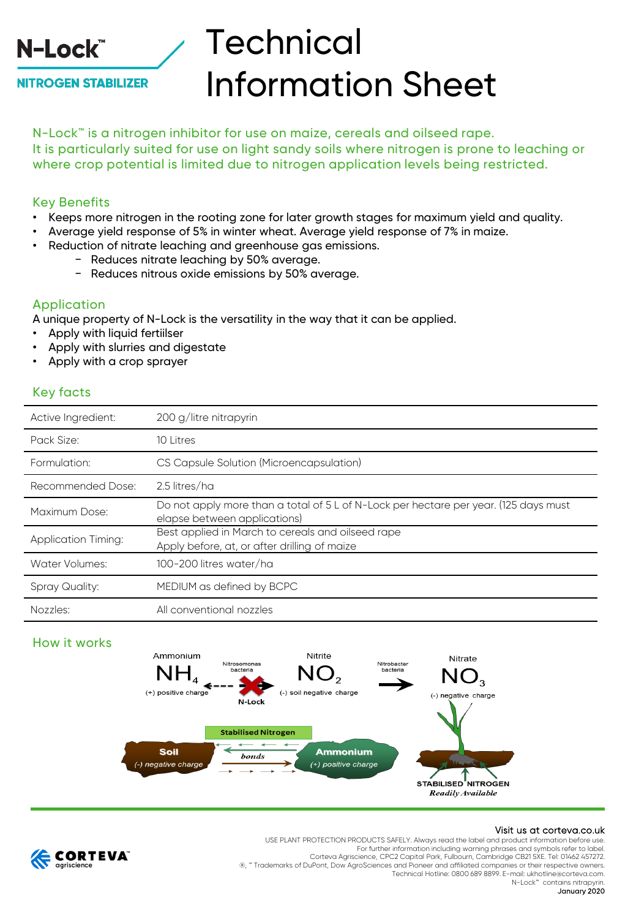N-Lock™

NITROGEN STABILIZER

# Technical Information Sheet

N-Lock™ is a nitrogen inhibitor for use on maize, cereals and oilseed rape.
It is particularly suited for use on light sandy soils where nitrogen is prone to leaching or where crop potential is limited due to nitrogen application levels being restricted.

## Key Benefits

- Keeps more nitrogen in the rooting zone for later growth stages for maximum yield and quality.
- Average yield response of 5% in winter wheat. Average yield response of 7% in maize.
- Reduction of nitrate leaching and greenhouse gas emissions.
  - Reduces nitrate leaching by 50% average.
  - Reduces nitrous oxide emissions by 50% average.

## Application

A unique property of N-Lock is the versatility in the way that it can be applied.

- Apply with liquid fertiilser
- Apply with slurries and digestate
- Apply with a crop sprayer

## Key facts

| | |
|---|---|
| Active Ingredient: | 200 g/litre nitrapyrin |
| Pack Size: | 10 Litres |
| Formulation: | CS Capsule Solution (Microencapsulation) |
| Recommended Dose: | 2.5 litres/ha |
| Maximum Dose: | Do not apply more than a total of 5 L of N-Lock per hectare per year. (125 days must elapse between applications) |
| Application Timing: | Best applied in March to cereals and oilseed rape<br>Apply before, at, or after drilling of maize |
| Water Volumes: | 100-200 litres water/ha |
| Spray Quality: | MEDIUM as defined by BCPC |
| Nozzles: | All conventional nozzles |

## How it works

Ammonium $NH_4$ (+) positive charge — Nitrosomonas bacteria — N-Lock — Nitrite $NO_2$ (-) soil negative charge — Nitrobacter bacteria — Nitrate $NO_3$ (-) negative charge

Stabilised Nitrogen: Soil (-) negative charge — bonds — Ammonium (+) positive charge

STABILISED NITROGEN *Readily Available*

Visit us at corteva.co.uk

USE PLANT PROTECTION PRODUCTS SAFELY. Always read the label and product information before use.
For further information including warning phrases and symbols refer to label.
Corteva Agriscience, CPC2 Capital Park, Fulbourn, Cambridge CB21 5XE. Tel: 01462 457272.
®, ™ Trademarks of DuPont, Dow AgroSciences and Pioneer and affiliated companies or their respective owners.
Technical Hotline: 0800 689 8899. E-mail: ukhotline@corteva.com.
N-Lock™ contains nitrapyrin.
January 2020

CORTEVA agriscience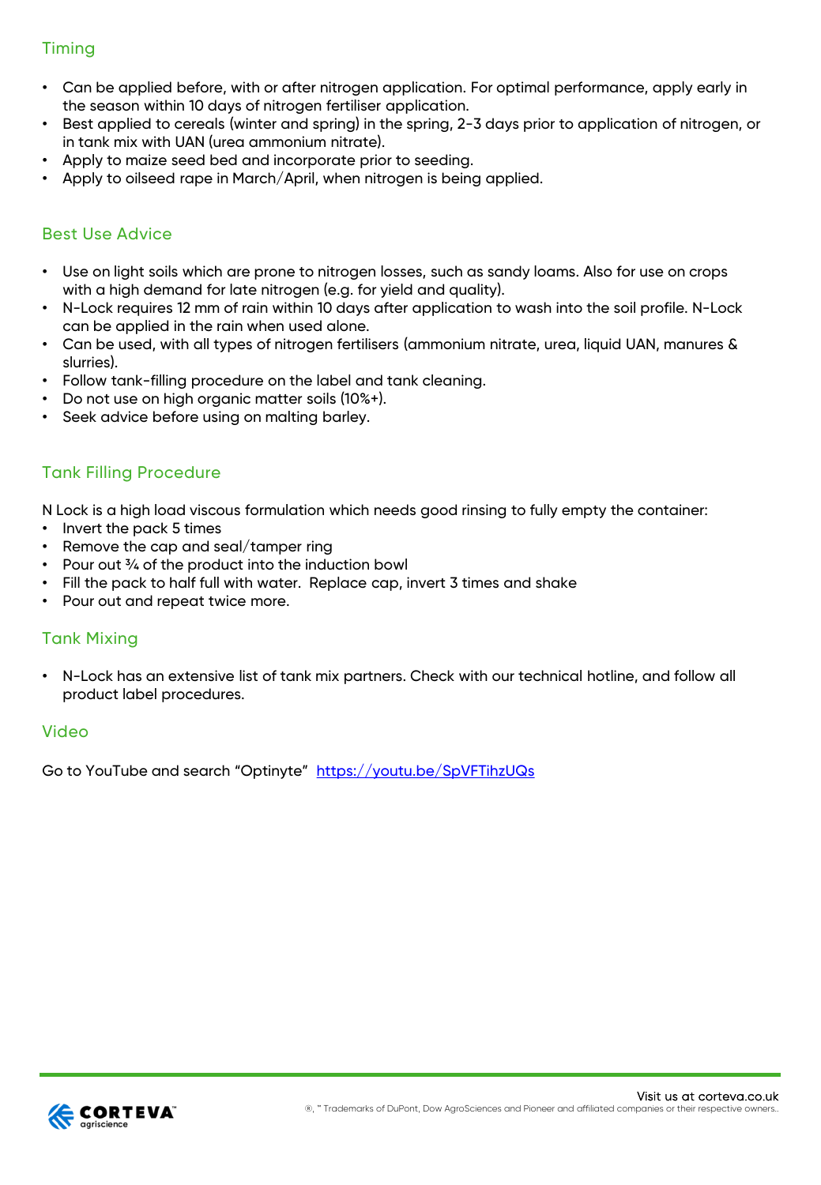## Timing

- Can be applied before, with or after nitrogen application. For optimal performance, apply early in the season within 10 days of nitrogen fertiliser application.
- Best applied to cereals (winter and spring) in the spring, 2-3 days prior to application of nitrogen, or in tank mix with UAN (urea ammonium nitrate).
- Apply to maize seed bed and incorporate prior to seeding.
- Apply to oilseed rape in March/April, when nitrogen is being applied.

## Best Use Advice

- Use on light soils which are prone to nitrogen losses, such as sandy loams. Also for use on crops with a high demand for late nitrogen (e.g. for yield and quality).
- N-Lock requires 12 mm of rain within 10 days after application to wash into the soil profile. N-Lock can be applied in the rain when used alone.
- Can be used, with all types of nitrogen fertilisers (ammonium nitrate, urea, liquid UAN, manures & slurries).
- Follow tank-filling procedure on the label and tank cleaning.
- Do not use on high organic matter soils (10%+).
- Seek advice before using on malting barley.

## Tank Filling Procedure

N Lock is a high load viscous formulation which needs good rinsing to fully empty the container:

- Invert the pack 5 times
- Remove the cap and seal/tamper ring
- Pour out ¾ of the product into the induction bowl
- Fill the pack to half full with water. Replace cap, invert 3 times and shake
- Pour out and repeat twice more.

## Tank Mixing

- N-Lock has an extensive list of tank mix partners. Check with our technical hotline, and follow all product label procedures.

## Video

Go to YouTube and search "Optinyte" https://youtu.be/SpVFTihzUQs

Visit us at corteva.co.uk

®, ™ Trademarks of DuPont, Dow AgroSciences and Pioneer and affiliated companies or their respective owners.